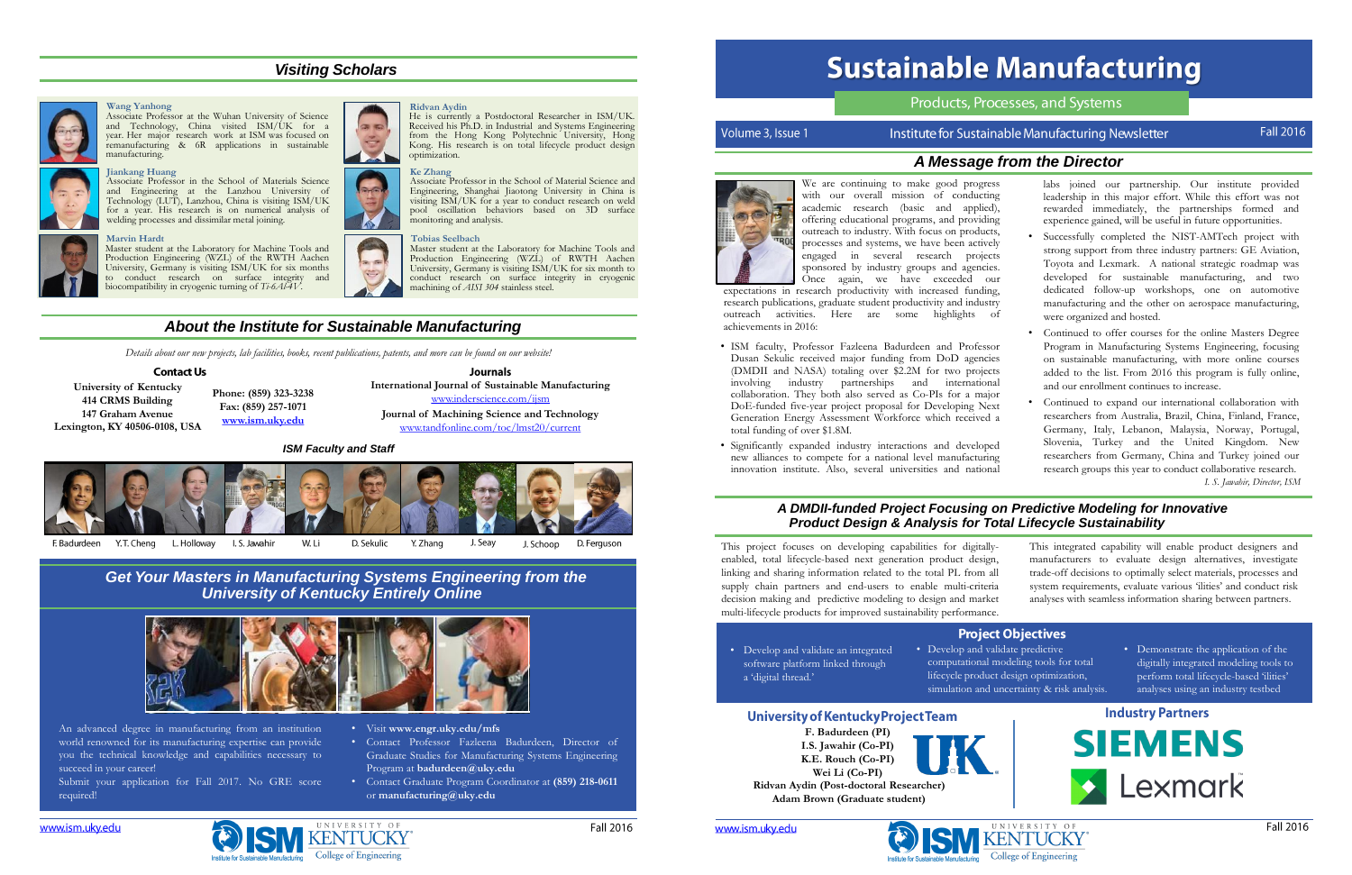# Sustainable Manufacturing

## Products, Processes, and Systems

Volume 3, Issue 1 — Institute for Sustainable Manufacturing Newsletter — Fall 2016

## A Message from the Director

We are continuing to make good progress with our overall mission of conducting academic research (basic and applied), offering educational programs, and providing outreach to industry. With focus on products, processes and systems, we have been actively engaged in several research projects sponsored by industry groups and agencies. Once again, we have exceeded our expectations in research productivity with increased funding, research publications, graduate student productivity and industry outreach activities. Here are some highlights of achievements in 2016:

- ISM faculty, Professor Fazleena Badurdeen and Professor Dusan Sekulic received major funding from DoD agencies (DMDII and NASA) totaling over $2.2M for two projects involving industry partnerships and international collaboration. They both also served as Co-PIs for a major DoE-funded five-year project proposal for Developing Next Generation Energy Assessment Workforce which received a total funding of over $1.8M.
- Significantly expanded industry interactions and developed new alliances to compete for a national level manufacturing innovation institute. Also, several universities and national labs joined our partnership. Our institute provided leadership in this major effort. While this effort was not rewarded immediately, the partnerships formed and experience gained, will be useful in future opportunities.
- Successfully completed the NIST-AMTech project with strong support from three industry partners: GE Aviation, Toyota and Lexmark. A national strategic roadmap was developed for sustainable manufacturing, and two dedicated follow-up workshops, one on automotive manufacturing and the other on aerospace manufacturing, were organized and hosted.
- Continued to offer courses for the online Masters Degree Program in Manufacturing Systems Engineering, focusing on sustainable manufacturing, with more online courses added to the list. From 2016 this program is fully online, and our enrollment continues to increase.
- Continued to expand our international collaboration with researchers from Australia, Brazil, China, Finland, France, Germany, Italy, Lebanon, Malaysia, Norway, Portugal, Slovenia, Turkey and the United Kingdom. New researchers from Germany, China and Turkey joined our research groups this year to conduct collaborative research.

*I. S. Jawahir, Director, ISM*

## A DMDII-funded Project Focusing on Predictive Modeling for Innovative Product Design & Analysis for Total Lifecycle Sustainability

This project focuses on developing capabilities for digitally-enabled, total lifecycle-based next generation product design, linking and sharing information related to the total PL from all supply chain partners and end-users to enable multi-criteria decision making and predictive modeling to design and market multi-lifecycle products for improved sustainability performance.

This integrated capability will enable product designers and manufacturers to evaluate design alternatives, investigate trade-off decisions to optimally select materials, processes and system requirements, evaluate various 'ilities' and conduct risk analyses with seamless information sharing between partners.

### Project Objectives

- Develop and validate an integrated software platform linked through a 'digital thread.'
- Develop and validate predictive computational modeling tools for total lifecycle product design optimization, simulation and uncertainty & risk analysis.
- Demonstrate the application of the digitally integrated modeling tools to perform total lifecycle-based 'ilities' analyses using an industry testbed

### University of Kentucky Project Team

**F. Badurdeen (PI)**
**I.S. Jawahir (Co-PI)**
**K.E. Rouch (Co-PI)**
**Wei Li (Co-PI)**
**Ridvan Aydin (Post-doctoral Researcher)**
**Adam Brown (Graduate student)**

### Industry Partners

SIEMENS
Lexmark

## Visiting Scholars

**Wang Yanhong**
Associate Professor at the Wuhan University of Science and Technology, China visited ISM/UK for a year. Her major research work at ISM was focused on remanufacturing & 6R applications in sustainable manufacturing.

**Jiankang Huang**
Associate Professor in the School of Materials Science and Engineering at the Lanzhou University of Technology (LUT), Lanzhou, China is visiting ISM/UK for a year. His research is on numerical analysis of welding processes and dissimilar metal joining.

**Marvin Hardt**
Master student at the Laboratory for Machine Tools and Production Engineering (WZL) of the RWTH Aachen University, Germany is visiting ISM/UK for six months to conduct research on surface integrity and biocompatibility in cryogenic turning of *Ti-6Al-4V*.

**Ridvan Aydin**
He is currently a Postdoctoral Researcher in ISM/UK. Received his Ph.D. in Industrial and Systems Engineering from the Hong Kong Polytechnic University, Hong Kong. His research is on total lifecycle product design optimization.

**Ke Zhang**
Associate Professor in the School of Material Science and Engineering, Shanghai Jiaotong University in China is visiting ISM/UK for a year to conduct research on weld pool oscillation behaviors based on 3D surface monitoring and analysis.

**Tobias Seelbach**
Master student at the Laboratory for Machine Tools and Production Engineering (WZL) of RWTH Aachen University, Germany is visiting ISM/UK for six month to conduct research on surface integrity in cryogenic machining of *AISI 304* stainless steel.

## About the Institute for Sustainable Manufacturing

*Details about our new projects, lab facilities, books, recent publications, patents, and more can be found on our website!*

**Contact Us**

**University of Kentucky**
**414 CRMS Building**
**147 Graham Avenue**
**Lexington, KY 40506-0108, USA**

**Phone: (859) 323-3238**
**Fax: (859) 257-1071**
**www.ism.uky.edu**

**Journals**

**International Journal of Sustainable Manufacturing**
www.inderscience.com/ijsm

**Journal of Machining Science and Technology**
www.tandfonline.com/toc/lmst20/current

### ISM Faculty and Staff

F. Badurdeen, Y.T. Cheng, L. Holloway, I. S. Jawahir, W. Li, D. Sekulic, Y. Zhang, J. Seay, J. Schoop, D. Ferguson

## Get Your Masters in Manufacturing Systems Engineering from the University of Kentucky Entirely Online

An advanced degree in manufacturing from an institution world renowned for its manufacturing expertise can provide you the technical knowledge and capabilities necessary to succeed in your career!

Submit your application for Fall 2017. No GRE score required!

- Visit **www.engr.uky.edu/mfs**
- Contact Professor Fazleena Badurdeen, Director of Graduate Studies for Manufacturing Systems Engineering Program at **badurdeen@uky.edu**
- Contact Graduate Program Coordinator at **(859) 218-0611** or **manufacturing@uky.edu**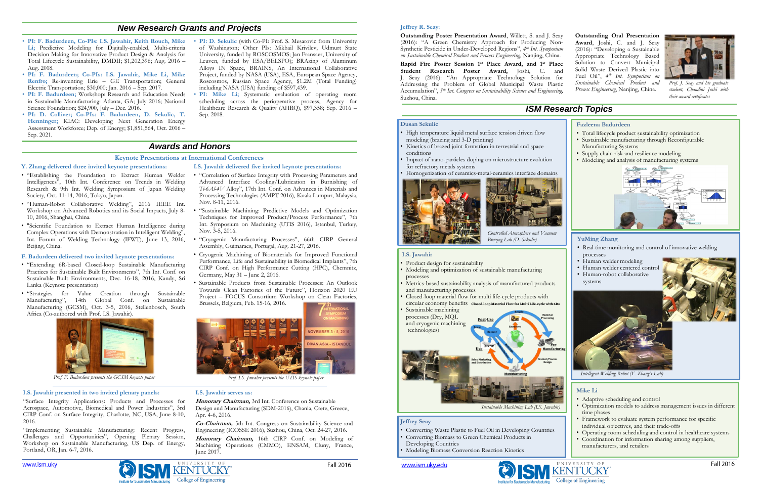## New Research Grants and Projects

- **PI: F. Badurdeen, Co-PIs: I.S. Jawahir, Keith Rouch, Mike Li;** Predictive Modeling for Digitally-enabled, Multi-criteria Decision Making for Innovative Product Design & Analysis for Total Lifecycle Sustainability, DMDII; $1,202,396; Aug. 2016 – Aug. 2018.
- **PI: F. Badurdeen; Co-PIs: I.S. Jawahir, Mike Li, Mike Renfro;** Re-inventing Erie – GE Transportation; General Electric Transportation; $30,000; Jan. 2016 – Sep. 2017.
- **PI: F. Badurdeen;** Workshop: Research and Education Needs in Sustainable Manufacturing: Atlanta, GA; July 2016; National Science Foundation; $24,900, July – Dec. 2016.
- **PI: D. Colliver; Co-PIs: F. Badurdeen, D. Sekulic, T. Henninger;** KIAC: Developing Next Generation Energy Assessment Workforce; Dep. of Energy; $1,851,564, Oct. 2016 – Sep. 2021.
- **PI: D. Sekulic** (with Co-PI: Prof. S. Mesarovic from University of Washington; Other PIs: Mikhail Krivilev, Udmurt State University, funded by ROSCOSMOS; Jan Franssaer, University of Leuven, funded by ESA/BELSPO); BRAzing of Aluminum Alloys IN Space, BRAINS, An International Collaborative Project, funded by NASA (USA), ESA, European Space Agency, Roscosmos, Russian Space Agency, $1.2M (Total Funding) including NASA (USA) funding of $597,439.
- **PI: Mike Li;** Systematic evaluation of operating room scheduling across the perioperative process, Agency for Healthcare Research & Quality (AHRQ), $97,358; Sep. 2016 – Sep. 2018.

## Awards and Honors

### Keynote Presentations at International Conferences

**Y. Zhang delivered three invited keynote presentations:**

- "Establishing the Foundation to Extract Human Welder Intelligences", 10th Int. Conference on Trends in Welding Research & 9th Int. Welding Symposium of Japan Welding Society, Oct. 11-14, 2016, Tokyo, Japan.
- "Human-Robot Collaborative Welding", 2016 IEEE Int. Workshop on Advanced Robotics and its Social Impacts, July 8-10, 2016, Shanghai, China.
- "Scientific Foundation to Extract Human Intelligence during Complex Operations with Demonstration in Intelligent Welding", Int. Forum of Welding Technology (IFWT), June 13, 2016, Beijing, China.

**F. Badurdeen delivered two invited keynote presentations:**

- "Extending 6R-based Closed-loop Sustainable Manufacturing Practices for Sustainable Built Environments", 7th Int. Conf. on Sustainable Built Environments, Dec. 16-18, 2016, Kandy, Sri Lanka (Keynote presentation)
- "Strategies for Value Creation through Sustainable Manufacturing", 14th Global Conf. on Sustainable Manufacturing (GCSM), Oct. 3-5, 2016, Stellenbosch, South Africa (Co-authored with Prof. I.S. Jawahir).

*Prof. F. Badurdeen presents the GCSM keynote paper*

**I.S. Jawahir delivered five invited keynote presentations:**

- "Correlation of Surface Integrity with Processing Parameters and Advanced Interface Cooling/Lubrication in Burnishing of *Ti-6Al-4V* Alloy", 17th Int. Conf. on Advances in Materials and Processing Technologies (AMPT 2016), Kuala Lumpur, Malaysia, Nov. 8-11, 2016.
- "Sustainable Machining: Predictive Models and Optimization Techniques for Improved Product/Process Performance", 7th Int. Symposium on Machining (UTIS 2016), Istanbul, Turkey, Nov. 3-5, 2016.
- "Cryogenic Manufacturing Processes", 66th CIRP General Assembly, Guimaraes, Portugal, Aug. 21-27, 2016.
- Cryogenic Machining of Biomaterials for Improved Functional Performance, Life and Sustainability in Biomedical Implants", 7th CIRP Conf. on High Performance Cutting (HPC), Chemnitz, Germany, May 31 – June 2, 2016.
- Sustainable Products from Sustainable Processes: An Outlook Towards Clean Factories of the Future", Horizon 2020 EU Project – FOCUS Consortium Workshop on Clean Factories, Brussels, Belgium, Feb. 15-16, 2016.

*Prof. I.S. Jawahir presents the UTIS keynote paper*

**I.S. Jawahir presented in two invited plenary panels:**

"Surface Integrity Applications: Products and Processes for Aerospace, Automotive, Biomedical and Power Industries", 3rd CIRP Conf. on Surface Integrity, Charlotte, NC, USA, June 8-10, 2016.

"Implementing Sustainable Manufacturing: Recent Progress, Challenges and Opportunities", Opening Plenary Session, Workshop on Sustainable Manufacturing, US Dep. of Energy, Portland, OR, Jan. 6-7, 2016.

**I.S. Jawahir serves as:**

***Honorary Chairman,*** 3rd Int. Conference on Sustainable Design and Manufacturing (SDM-2016), Chania, Crete, Greece, Apr. 4-6, 2016.

***Co-Chairman,*** 5th Int. Congress on Sustainability Science and Engineering (ICOSSE 2016), Suzhou, China, Oct. 24-27, 2016.

***Honorary Chairman,*** 16th CIRP Conf. on Modeling of Machining Operations (CMMO), ENSAM, Cluny, France, June 2017.

**Jeffrey R. Seay:**

**Outstanding Poster Presentation Award**, Willett, S. and J. Seay (2016): "A Green Chemistry Approach for Producing Non-Synthetic Pesticide in Under-Developed Regions", *4th Int. Symposium on Sustainable Chemical Product and Process Engineering*, Nanjing, China.

**Rapid Fire Poster Session 1st Place Award, and 1st Place Student Research Poster Award,** Joshi, C. and J. Seay (2016): "An Appropriate Technology Solution for Addressing the Problem of Global Municipal Waste Plastic Accumulation", *5th Int. Congress on Sustainability Science and Engineering*, Suzhou, China.

**Outstanding Oral Presentation Award**, Joshi, C. and J. Seay (2016): "Developing a Sustainable Appropriate Technology Based Solution to Convert Municipal Solid Waste Derived Plastic into Fuel Oil", *4th Int. Symposium on Sustainable Chemical Product and Process Engineering*, Nanjing, China.

*Prof. J. Seay and his graduate student, Chandini Joshi with their award certificates*

## ISM Research Topics

### Dusan Sekulic

- High temperature liquid metal surface tension driven flow modeling (brazing and 3-D printing)
- Kinetics of brazed joint formation in terrestrial and space conditions
- Impact of nano-particles doping on microstructure evolution for refractory metals systems
- Homogenization of ceramics-metal-ceramics interface domains

*Controlled Atmosphere and Vacuum Brazing Lab (D. Sekulic)*

### I.S. Jawahir

- Product design for sustainability
- Modeling and optimization of sustainable manufacturing processes
- Metrics-based sustainability analysis of manufactured products and manufacturing processes
- Closed-loop material flow for multi life-cycle products with circular economy benefits
- Sustainable machining processes (Dry, MQL and cryogenic machining technologies)

Closed-loop Material Flow for Multi Life-cycle with 6Rs

Post-Use
Reuse
Recover
Recycle
Material Processing
Extraction
Pre-Manufacturing
Use
Sales, Marketing, and Distribution
Product/Process Design
Manufacturing

*Sustainable Machining Lab (I.S. Jawahir)*

### Jeffrey Seay

- Converting Waste Plastic to Fuel Oil in Developing Countries
- Converting Biomass to Green Chemical Products in Developing Countries
- Modeling Biomass Conversion Reaction Kinetics

### Fazleena Badurdeen

- Total lifecycle product sustainability optimization
- Sustainable manufacturing through Reconfigurable Manufacturing Systems
- Supply chain risk and resilience modeling
- Modeling and analysis of manufacturing systems

### YuMing Zhang

- Real-time monitoring and control of innovative welding processes
- Human welder modeling
- Human welder centered control
- Human-robot collaborative systems

*Intelligent Welding Robot (Y. Zhang's Lab)*

### Mike Li

- Adaptive scheduling and control
- Optimization models to address management issues in different time phases
- Framework to evaluate system performance for specific individual objectives, and their trade-offs
- Operating room scheduling and control in healthcare systems
- Coordination for information sharing among suppliers, manufacturers, and retailers